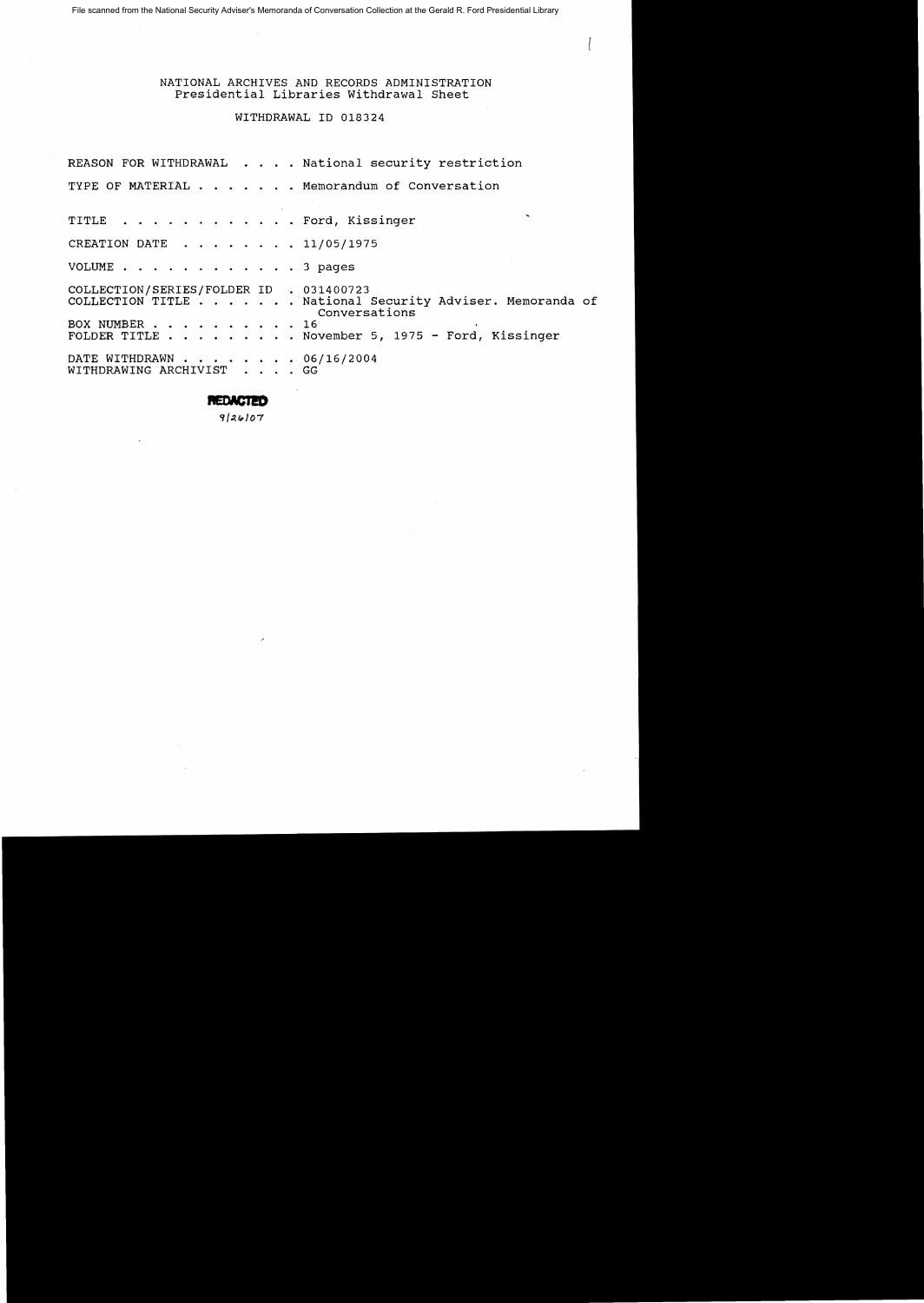File scanned from the National Security Adviser's Memoranda of Conversation Collection at the Gerald R. Ford Presidential Library

NATIONAL ARCHIVES AND RECORDS ADMINISTRATION
Presidential Libraries Withdrawal Sheet

WITHDRAWAL ID 018324

REASON FOR WITHDRAWAL . . . . National security restriction

TYPE OF MATERIAL . . . . . . Memorandum of Conversation

TITLE . . . . . . . . . . . . Ford, Kissinger

CREATION DATE . . . . . . . . 11/05/1975

VOLUME . . . . . . . . . . . . 3 pages

COLLECTION/SERIES/FOLDER ID . 031400723
COLLECTION TITLE . . . . . . . National Security Adviser. Memoranda of Conversations
BOX NUMBER . . . . . . . . . . 16
FOLDER TITLE . . . . . . . . . November 5, 1975 - Ford, Kissinger

DATE WITHDRAWN . . . . . . . . 06/16/2004
WITHDRAWING ARCHIVIST . . . . GG

**REDACTED**
9/26/07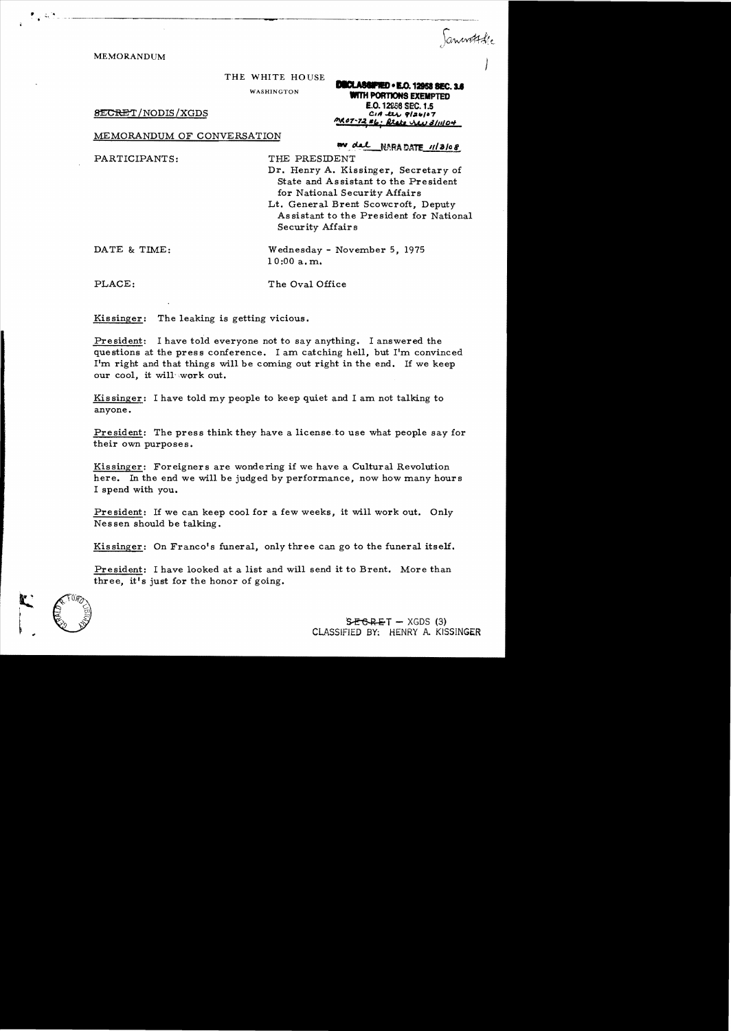MEMORANDUM

THE WHITE HOUSE

WASHINGTON

~~SECRET~~/NODIS/XGDS

DECLASSIFIED • E.O. 12958 SEC. 3.6
WITH PORTIONS EXEMPTED
E.O. 12958 SEC. 1.5
CIA ltr 9/26/07
MR07-72 #6; State ltr 3/11/04
BY dal NARA DATE 11/3/08

MEMORANDUM OF CONVERSATION

PARTICIPANTS: THE PRESIDENT
Dr. Henry A. Kissinger, Secretary of State and Assistant to the President for National Security Affairs
Lt. General Brent Scowcroft, Deputy Assistant to the President for National Security Affairs

DATE & TIME: Wednesday - November 5, 1975
10:00 a.m.

PLACE: The Oval Office

Kissinger: The leaking is getting vicious.

President: I have told everyone not to say anything. I answered the questions at the press conference. I am catching hell, but I'm convinced I'm right and that things will be coming out right in the end. If we keep our cool, it will work out.

Kissinger: I have told my people to keep quiet and I am not talking to anyone.

President: The press think they have a license to use what people say for their own purposes.

Kissinger: Foreigners are wondering if we have a Cultural Revolution here. In the end we will be judged by performance, now how many hours I spend with you.

President: If we can keep cool for a few weeks, it will work out. Only Nessen should be talking.

Kissinger: On Franco's funeral, only three can go to the funeral itself.

President: I have looked at a list and will send it to Brent. More than three, it's just for the honor of going.

~~SECRET~~ – XGDS (3)
CLASSIFIED BY: HENRY A. KISSINGER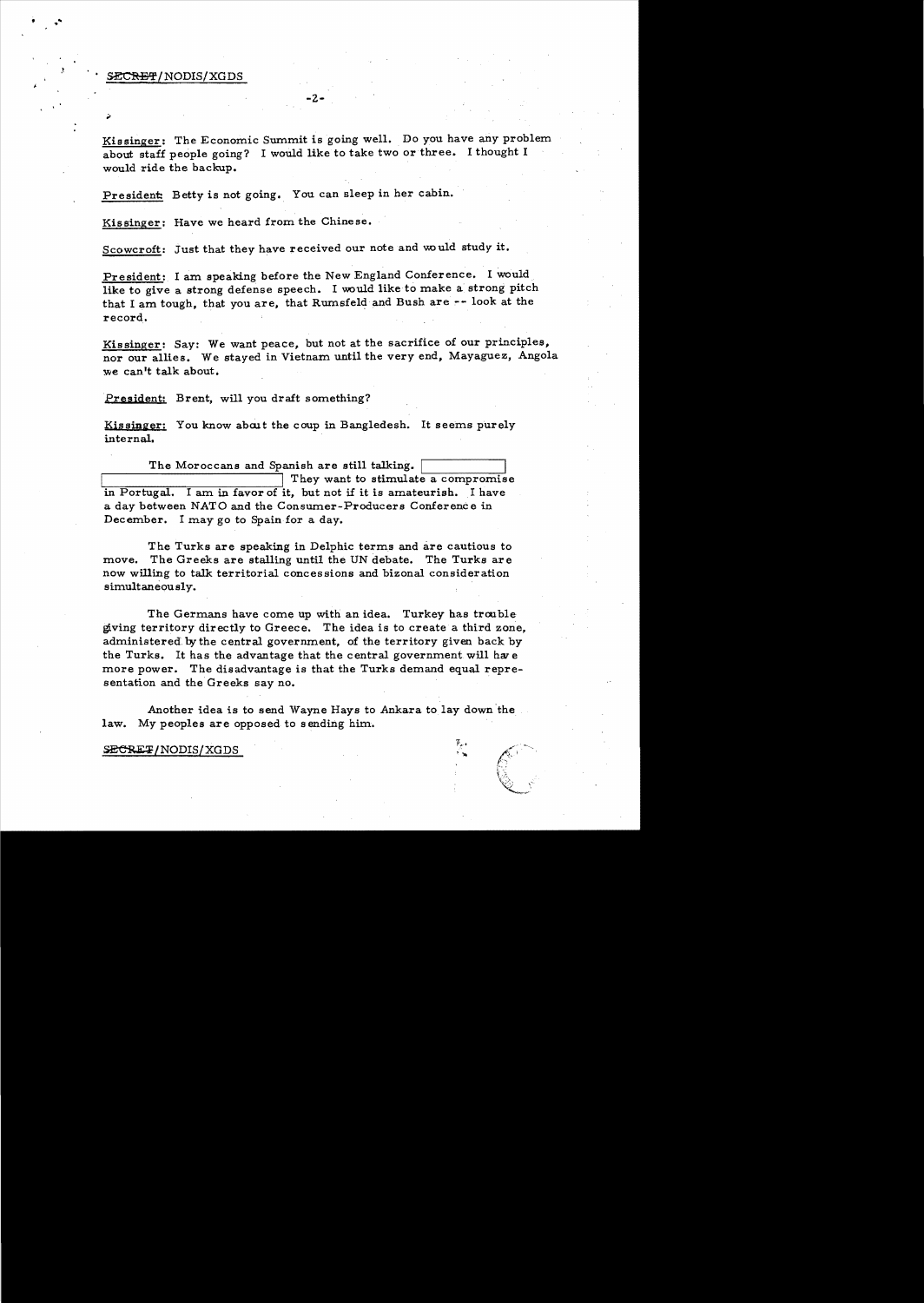SECRET/NODIS/XGDS

**Kissinger**: The Economic Summit is going well. Do you have any problem about staff people going? I would like to take two or three. I thought I would ride the backup.

**President**: Betty is not going. You can sleep in her cabin.

**Kissinger**: Have we heard from the Chinese.

**Scowcroft**: Just that they have received our note and would study it.

**President**: I am speaking before the New England Conference. I would like to give a strong defense speech. I would like to make a strong pitch that I am tough, that you are, that Rumsfeld and Bush are -- look at the record.

**Kissinger**: Say: We want peace, but not at the sacrifice of our principles, nor our allies. We stayed in Vietnam until the very end, Mayaguez, Angola we can't talk about.

**President**: Brent, will you draft something?

**Kissinger**: You know about the coup in Bangledesh. It seems purely internal.

The Moroccans and Spanish are still talking. [redacted] They want to stimulate a compromise in Portugal. I am in favor of it, but not if it is amateurish. I have a day between NATO and the Consumer-Producers Conference in December. I may go to Spain for a day.

The Turks are speaking in Delphic terms and are cautious to move. The Greeks are stalling until the UN debate. The Turks are now willing to talk territorial concessions and bizonal consideration simultaneously.

The Germans have come up with an idea. Turkey has trouble giving territory directly to Greece. The idea is to create a third zone, administered by the central government, of the territory given back by the Turks. It has the advantage that the central government will have more power. The disadvantage is that the Turks demand equal representation and the Greeks say no.

Another idea is to send Wayne Hays to Ankara to lay down the law. My peoples are opposed to sending him.

SECRET/NODIS/XGDS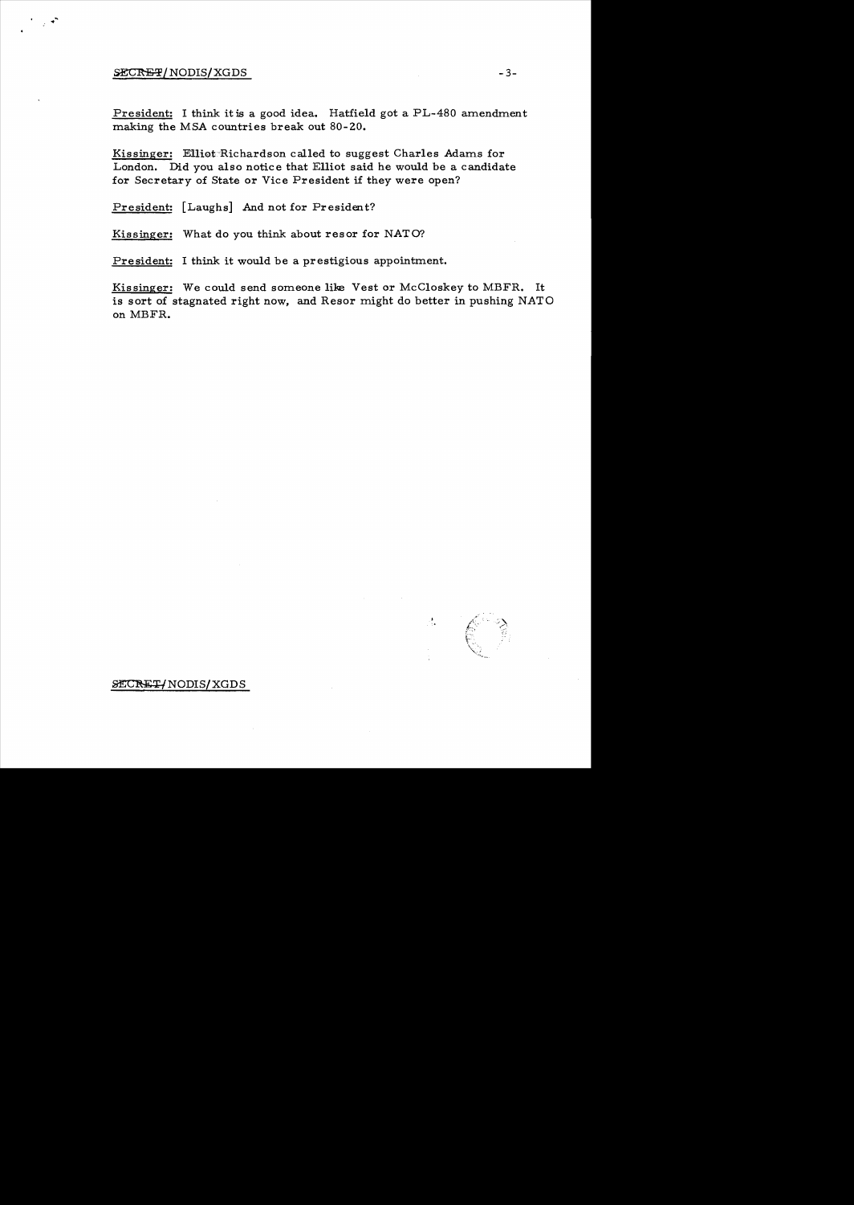President: I think it is a good idea. Hatfield got a PL-480 amendment making the MSA countries break out 80-20.

Kissinger: Elliot Richardson called to suggest Charles Adams for London. Did you also notice that Elliot said he would be a candidate for Secretary of State or Vice President if they were open?

President: [Laughs] And not for President?

Kissinger: What do you think about resor for NATO?

President: I think it would be a prestigious appointment.

Kissinger: We could send someone like Vest or McCloskey to MBFR. It is sort of stagnated right now, and Resor might do better in pushing NATO on MBFR.

SECRET/NODIS/XGDS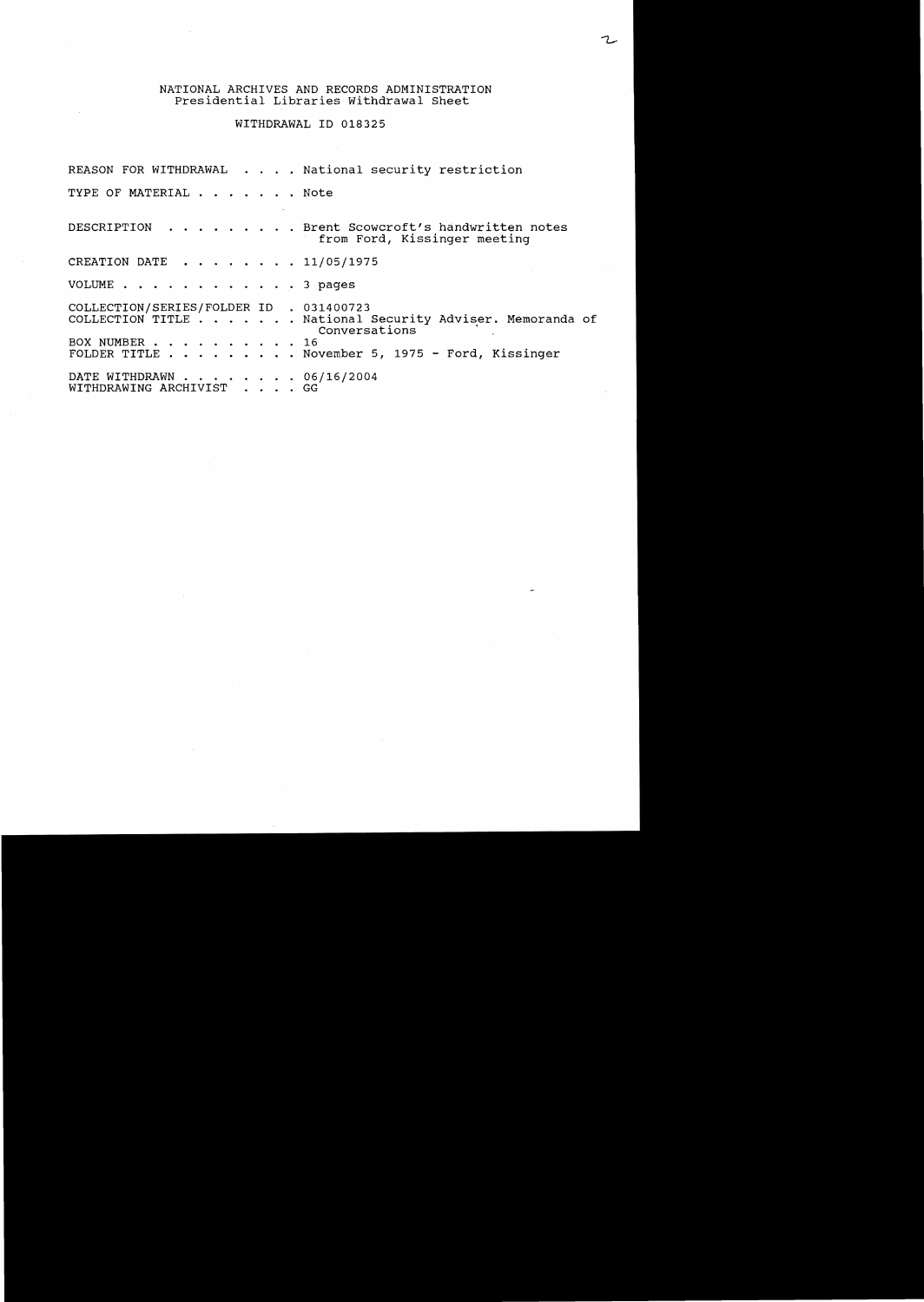NATIONAL ARCHIVES AND RECORDS ADMINISTRATION
Presidential Libraries Withdrawal Sheet

WITHDRAWAL ID 018325

REASON FOR WITHDRAWAL . . . . National security restriction

TYPE OF MATERIAL . . . . . . . Note

DESCRIPTION . . . . . . . . . Brent Scowcroft's handwritten notes from Ford, Kissinger meeting

CREATION DATE . . . . . . . . 11/05/1975

VOLUME . . . . . . . . . . . . 3 pages

COLLECTION/SERIES/FOLDER ID . 031400723
COLLECTION TITLE . . . . . . . National Security Adviser. Memoranda of Conversations
BOX NUMBER . . . . . . . . . . 16
FOLDER TITLE . . . . . . . . . November 5, 1975 - Ford, Kissinger

DATE WITHDRAWN . . . . . . . . 06/16/2004
WITHDRAWING ARCHIVIST . . . . GG